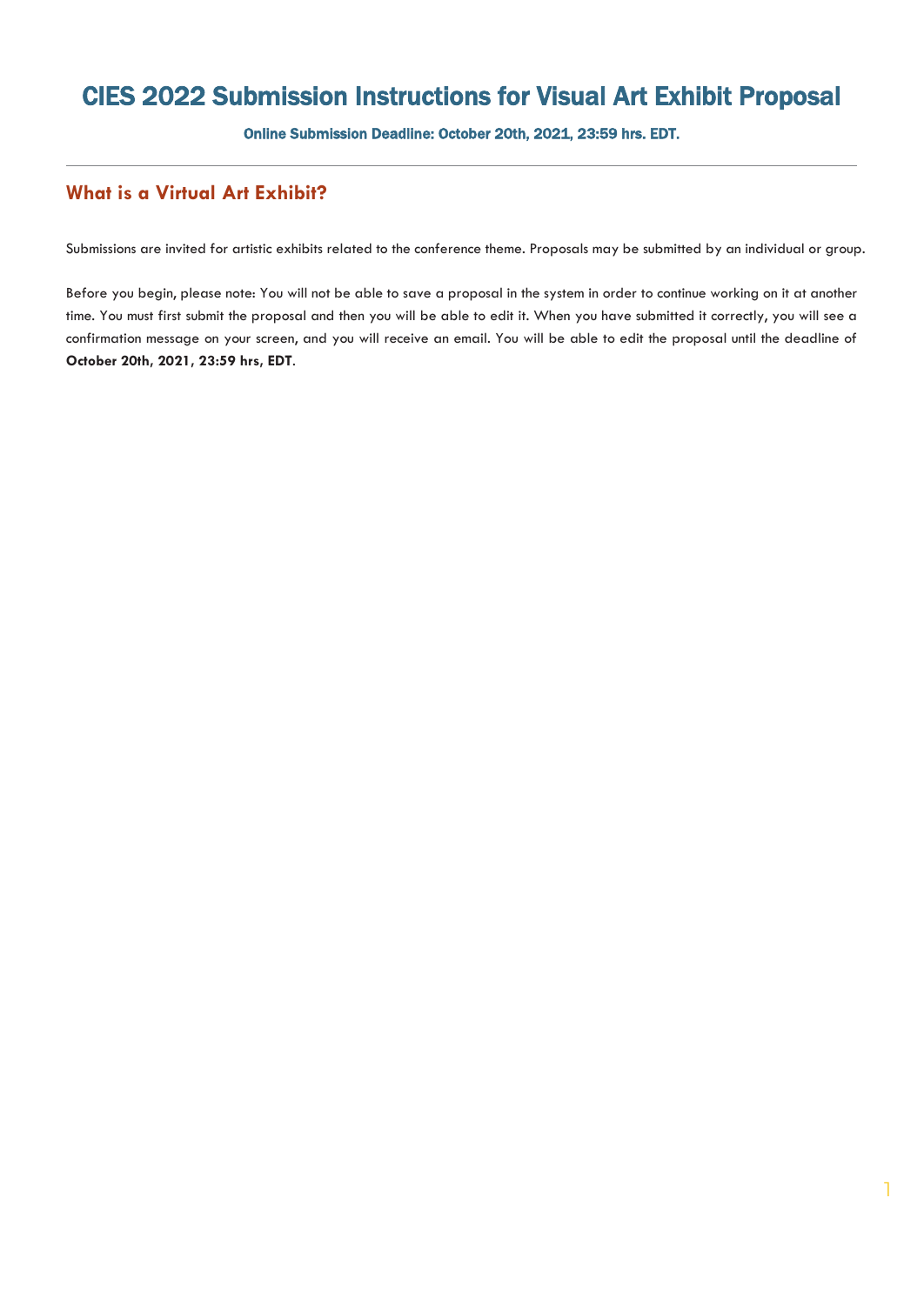# CIES 2022 Submission Instructions for Visual Art Exhibit Proposal

**Online Submission Deadline: October 20th, 2021, 23:59 hrs. EDT.**

---

## What is a Virtual Art Exhibit?

Submissions are invited for artistic exhibits related to the conference theme. Proposals may be submitted by an individual or group.

Before you begin, please note: You will not be able to save a proposal in the system in order to continue working on it at another time. You must first submit the proposal and then you will be able to edit it. When you have submitted it correctly, you will see a confirmation message on your screen, and you will receive an email. You will be able to edit the proposal until the deadline of **October 20th, 2021, 23:59 hrs, EDT**.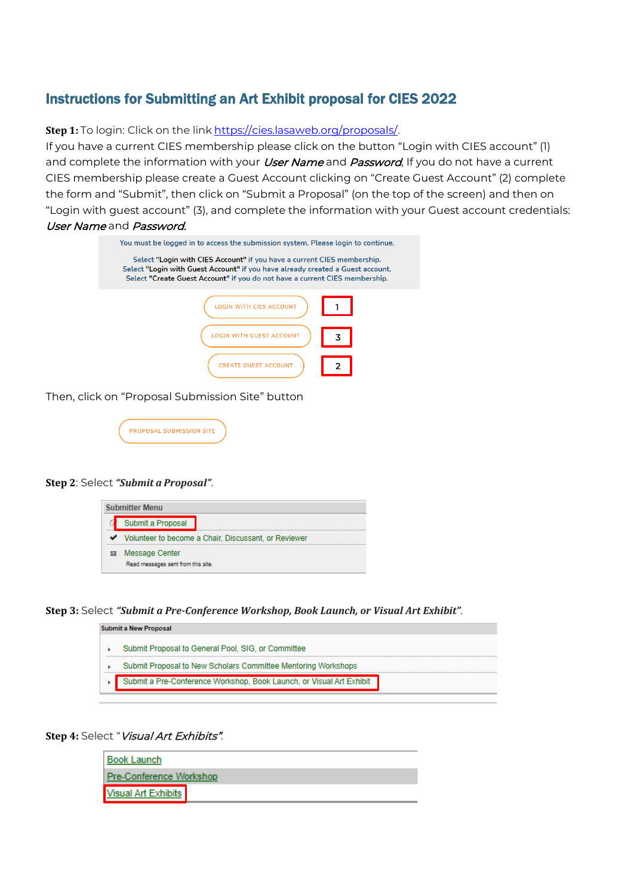## Instructions for Submitting an Art Exhibit proposal for CIES 2022

**Step 1:** To login: Click on the link https://cies.lasaweb.org/proposals/.
If you have a current CIES membership please click on the button "Login with CIES account" (1) and complete the information with your *User Name* and *Password*. If you do not have a current CIES membership please create a Guest Account clicking on "Create Guest Account" (2) complete the form and "Submit", then click on "Submit a Proposal" (on the top of the screen) and then on "Login with guest account" (3), and complete the information with your Guest account credentials: *User Name* and *Password*.

You must be logged in to access the submission system. Please login to continue.

Select **"Login with CIES Account"** if you have a current CIES membership.
Select **"Login with Guest Account"** if you have already created a Guest account.
Select **"Create Guest Account"** if you do not have a current CIES membership.

LOGIN WITH CIES ACCOUNT — 1

LOGIN WITH GUEST ACCOUNT — 3

CREATE GUEST ACCOUNT — 2

Then, click on "Proposal Submission Site" button

PROPOSAL SUBMISSION SITE

**Step 2**: Select ***"Submit a Proposal"***.

**Submitter Menu**

- Submit a Proposal
- Volunteer to become a Chair, Discussant, or Reviewer
- Message Center
  Read messages sent from this site.

**Step 3:** Select ***"Submit a Pre-Conference Workshop, Book Launch, or Visual Art Exhibit"***.

**Submit a New Proposal**

- Submit Proposal to General Pool, SIG, or Committee
- Submit Proposal to New Scholars Committee Mentoring Workshops
- Submit a Pre-Conference Workshop, Book Launch, or Visual Art Exhibit

**Step 4:** Select "*Visual Art Exhibits"*.

- Book Launch
- Pre-Conference Workshop
- Visual Art Exhibits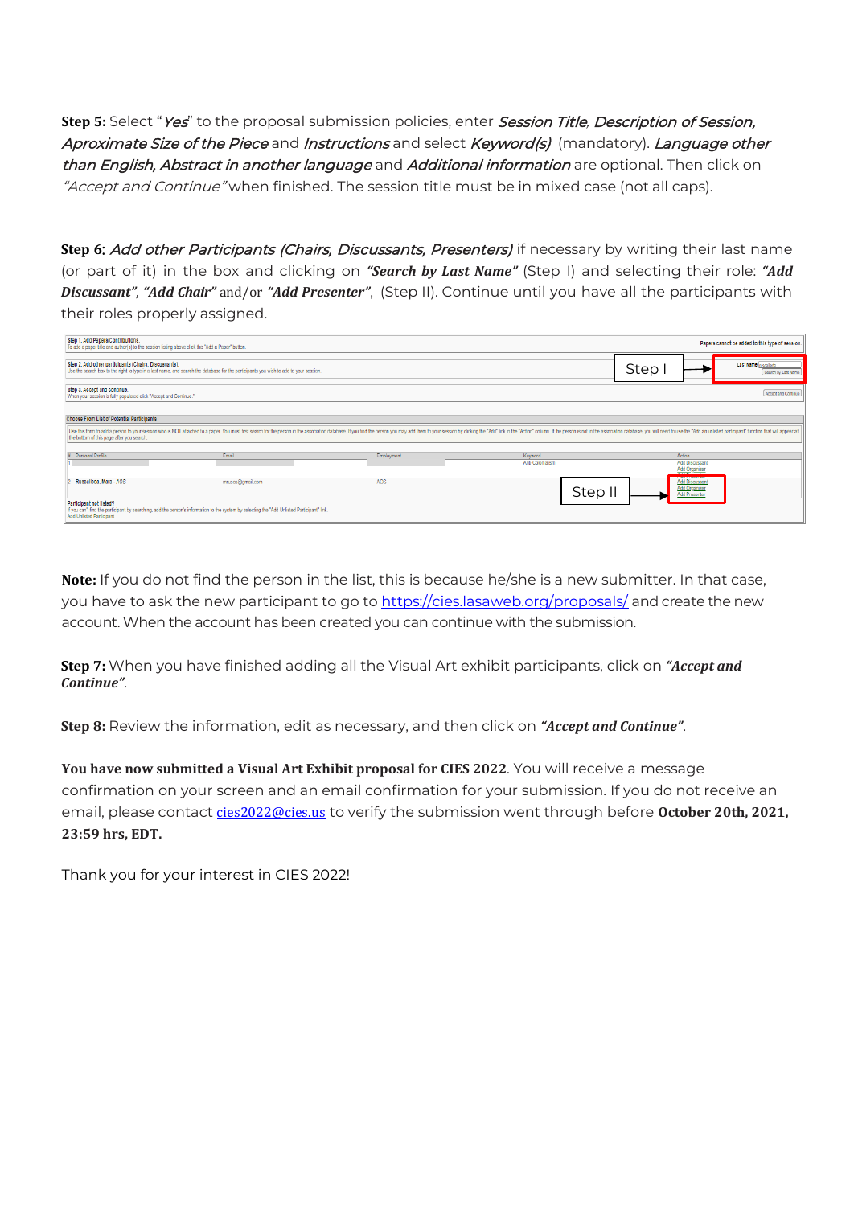**Step 5:** Select "*Yes*" to the proposal submission policies, enter *Session Title, Description of Session, Aproximate Size of the Piece* and *Instructions* and select *Keyword(s)* (mandatory). *Language other than English, Abstract in another language* and *Additional information* are optional. Then click on *"Accept and Continue"* when finished. The session title must be in mixed case (not all caps).

**Step 6:** *Add other Participants (Chairs, Discussants, Presenters)* if necessary by writing their last name (or part of it) in the box and clicking on ***"Search by Last Name"*** (Step I) and selecting their role: ***"Add Discussant"***, ***"Add Chair"*** and/or ***"Add Presenter"***, (Step II). Continue until you have all the participants with their roles properly assigned.

**Note:** If you do not find the person in the list, this is because he/she is a new submitter. In that case, you have to ask the new participant to go to https://cies.lasaweb.org/proposals/ and create the new account. When the account has been created you can continue with the submission.

**Step 7:** When you have finished adding all the Visual Art exhibit participants, click on ***"Accept and Continue"***.

**Step 8:** Review the information, edit as necessary, and then click on ***"Accept and Continue"***.

**You have now submitted a Visual Art Exhibit proposal for CIES 2022**. You will receive a message confirmation on your screen and an email confirmation for your submission. If you do not receive an email, please contact cies2022@cies.us to verify the submission went through before **October 20th, 2021, 23:59 hrs, EDT.**

Thank you for your interest in CIES 2022!